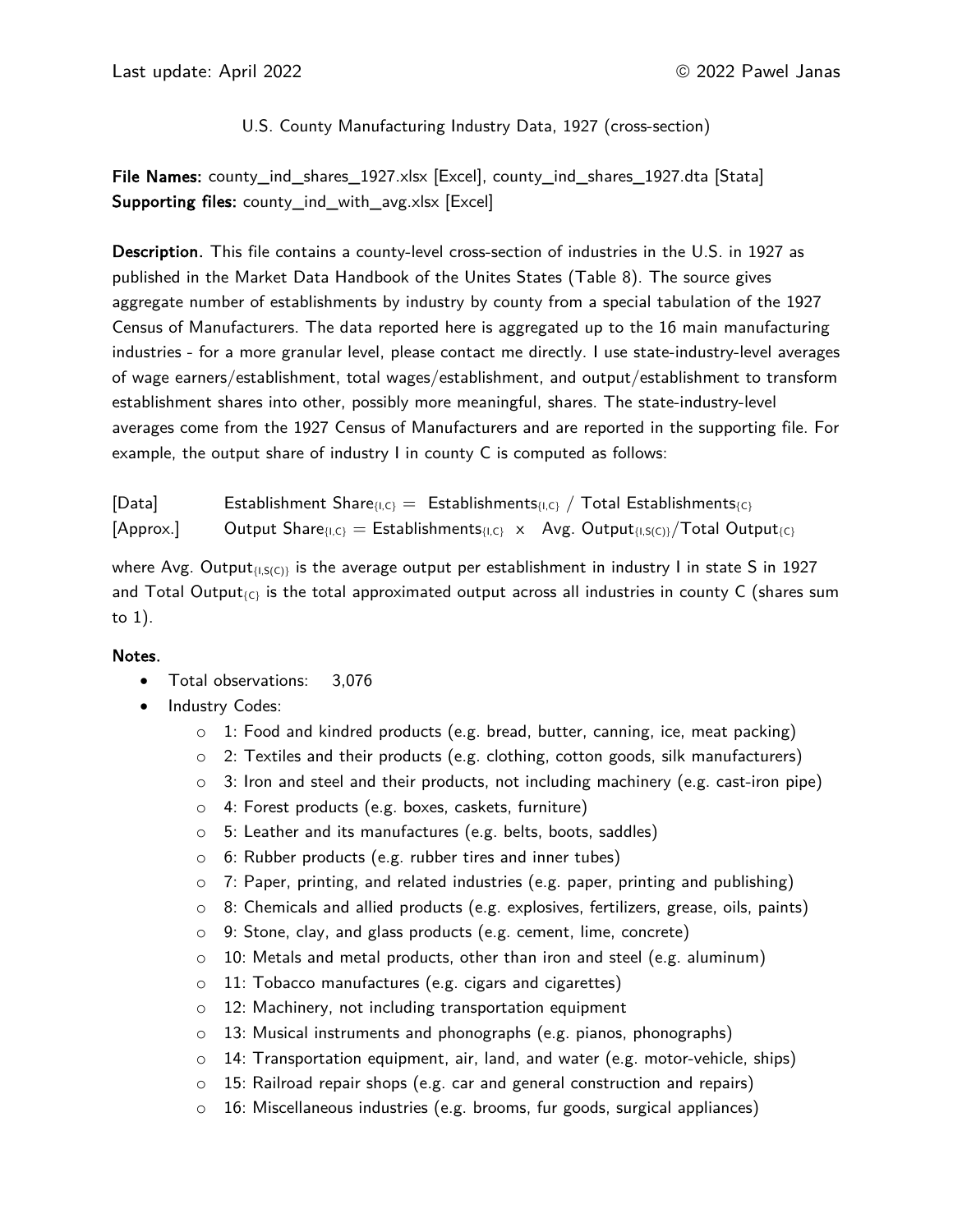Last update: April 2022 © 2022 Pawel Janas

U.S. County Manufacturing Industry Data, 1927 (cross-section)

**File Names:** county_ind_shares_1927.xlsx [Excel], county_ind_shares_1927.dta [Stata]
**Supporting files:** county_ind_with_avg.xlsx [Excel]

**Description.** This file contains a county-level cross-section of industries in the U.S. in 1927 as published in the Market Data Handbook of the Unites States (Table 8). The source gives aggregate number of establishments by industry by county from a special tabulation of the 1927 Census of Manufacturers. The data reported here is aggregated up to the 16 main manufacturing industries - for a more granular level, please contact me directly. I use state-industry-level averages of wage earners/establishment, total wages/establishment, and output/establishment to transform establishment shares into other, possibly more meaningful, shares. The state-industry-level averages come from the 1927 Census of Manufacturers and are reported in the supporting file. For example, the output share of industry I in county C is computed as follows:

[Data] $\text{Establishment Share}_{\{I,C\}} = \text{Establishments}_{\{I,C\}} \,/\, \text{Total Establishments}_{\{C\}}$

[Approx.] $\text{Output Share}_{\{I,C\}} = \text{Establishments}_{\{I,C\}} \times \text{Avg. Output}_{\{I,S(C)\}} / \text{Total Output}_{\{C\}}$

where $\text{Avg. Output}_{\{I,S(C)\}}$ is the average output per establishment in industry I in state S in 1927 and $\text{Total Output}_{\{C\}}$ is the total approximated output across all industries in county C (shares sum to 1).

**Notes.**

- Total observations: 3,076
- Industry Codes:
  - 1: Food and kindred products (e.g. bread, butter, canning, ice, meat packing)
  - 2: Textiles and their products (e.g. clothing, cotton goods, silk manufacturers)
  - 3: Iron and steel and their products, not including machinery (e.g. cast-iron pipe)
  - 4: Forest products (e.g. boxes, caskets, furniture)
  - 5: Leather and its manufactures (e.g. belts, boots, saddles)
  - 6: Rubber products (e.g. rubber tires and inner tubes)
  - 7: Paper, printing, and related industries (e.g. paper, printing and publishing)
  - 8: Chemicals and allied products (e.g. explosives, fertilizers, grease, oils, paints)
  - 9: Stone, clay, and glass products (e.g. cement, lime, concrete)
  - 10: Metals and metal products, other than iron and steel (e.g. aluminum)
  - 11: Tobacco manufactures (e.g. cigars and cigarettes)
  - 12: Machinery, not including transportation equipment
  - 13: Musical instruments and phonographs (e.g. pianos, phonographs)
  - 14: Transportation equipment, air, land, and water (e.g. motor-vehicle, ships)
  - 15: Railroad repair shops (e.g. car and general construction and repairs)
  - 16: Miscellaneous industries (e.g. brooms, fur goods, surgical appliances)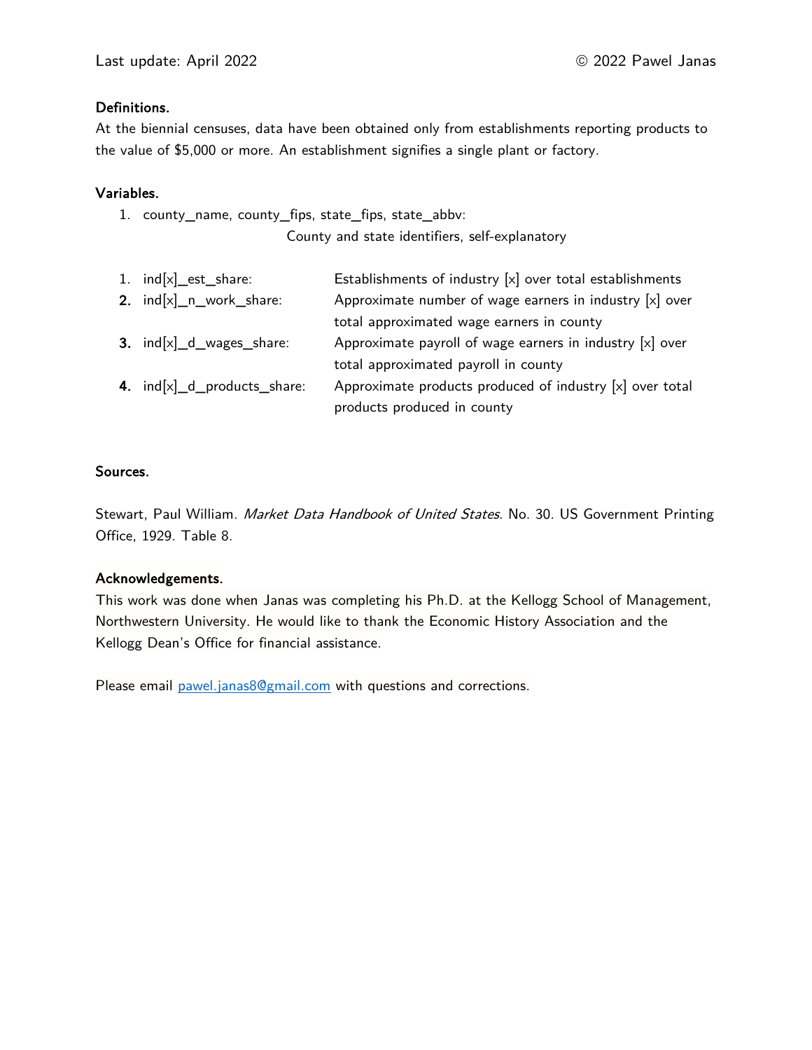Last update: April 2022 © 2022 Pawel Janas

**Definitions.**

At the biennial censuses, data have been obtained only from establishments reporting products to the value of $5,000 or more. An establishment signifies a single plant or factory.

**Variables.**

1. county_name, county_fips, state_fips, state_abbv:
   County and state identifiers, self-explanatory

| | |
|---|---|
| 1. ind[x]_est_share: | Establishments of industry [x] over total establishments |
| 2. ind[x]_n_work_share: | Approximate number of wage earners in industry [x] over total approximated wage earners in county |
| 3. ind[x]_d_wages_share: | Approximate payroll of wage earners in industry [x] over total approximated payroll in county |
| 4. ind[x]_d_products_share: | Approximate products produced of industry [x] over total products produced in county |

**Sources.**

Stewart, Paul William. *Market Data Handbook of United States*. No. 30. US Government Printing Office, 1929. Table 8.

**Acknowledgements.**

This work was done when Janas was completing his Ph.D. at the Kellogg School of Management, Northwestern University. He would like to thank the Economic History Association and the Kellogg Dean's Office for financial assistance.

Please email pawel.janas8@gmail.com with questions and corrections.